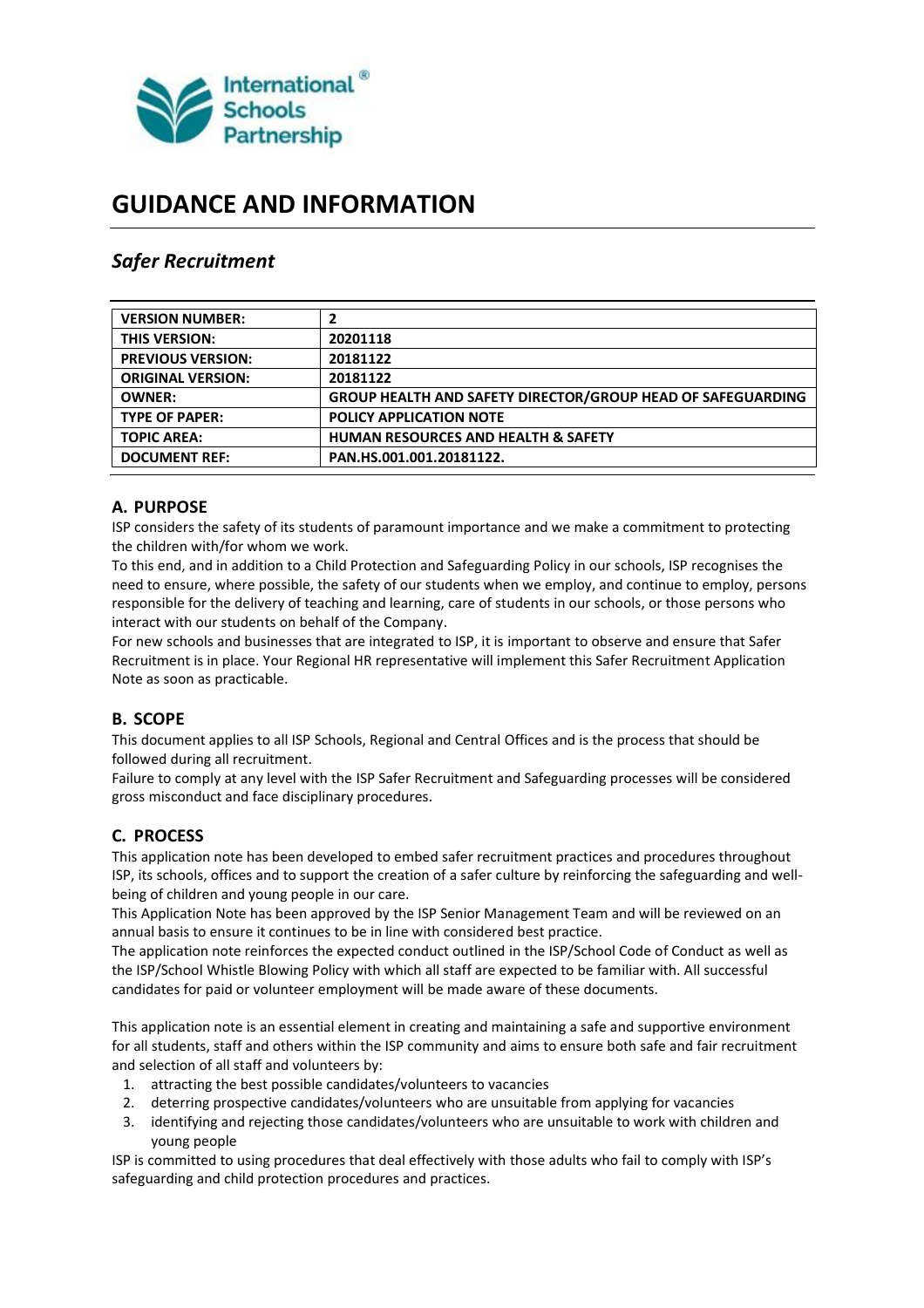# GUIDANCE AND INFORMATION

## *Safer Recruitment*

| VERSION NUMBER: | 2 |
|---|---|
| THIS VERSION: | 20201118 |
| PREVIOUS VERSION: | 20181122 |
| ORIGINAL VERSION: | 20181122 |
| OWNER: | GROUP HEALTH AND SAFETY DIRECTOR/GROUP HEAD OF SAFEGUARDING |
| TYPE OF PAPER: | POLICY APPLICATION NOTE |
| TOPIC AREA: | HUMAN RESOURCES AND HEALTH & SAFETY |
| DOCUMENT REF: | PAN.HS.001.001.20181122. |

### A. PURPOSE

ISP considers the safety of its students of paramount importance and we make a commitment to protecting the children with/for whom we work.

To this end, and in addition to a Child Protection and Safeguarding Policy in our schools, ISP recognises the need to ensure, where possible, the safety of our students when we employ, and continue to employ, persons responsible for the delivery of teaching and learning, care of students in our schools, or those persons who interact with our students on behalf of the Company.

For new schools and businesses that are integrated to ISP, it is important to observe and ensure that Safer Recruitment is in place. Your Regional HR representative will implement this Safer Recruitment Application Note as soon as practicable.

### B. SCOPE

This document applies to all ISP Schools, Regional and Central Offices and is the process that should be followed during all recruitment.

Failure to comply at any level with the ISP Safer Recruitment and Safeguarding processes will be considered gross misconduct and face disciplinary procedures.

### C. PROCESS

This application note has been developed to embed safer recruitment practices and procedures throughout ISP, its schools, offices and to support the creation of a safer culture by reinforcing the safeguarding and well-being of children and young people in our care.

This Application Note has been approved by the ISP Senior Management Team and will be reviewed on an annual basis to ensure it continues to be in line with considered best practice.

The application note reinforces the expected conduct outlined in the ISP/School Code of Conduct as well as the ISP/School Whistle Blowing Policy with which all staff are expected to be familiar with. All successful candidates for paid or volunteer employment will be made aware of these documents.

This application note is an essential element in creating and maintaining a safe and supportive environment for all students, staff and others within the ISP community and aims to ensure both safe and fair recruitment and selection of all staff and volunteers by:

1. attracting the best possible candidates/volunteers to vacancies
2. deterring prospective candidates/volunteers who are unsuitable from applying for vacancies
3. identifying and rejecting those candidates/volunteers who are unsuitable to work with children and young people

ISP is committed to using procedures that deal effectively with those adults who fail to comply with ISP's safeguarding and child protection procedures and practices.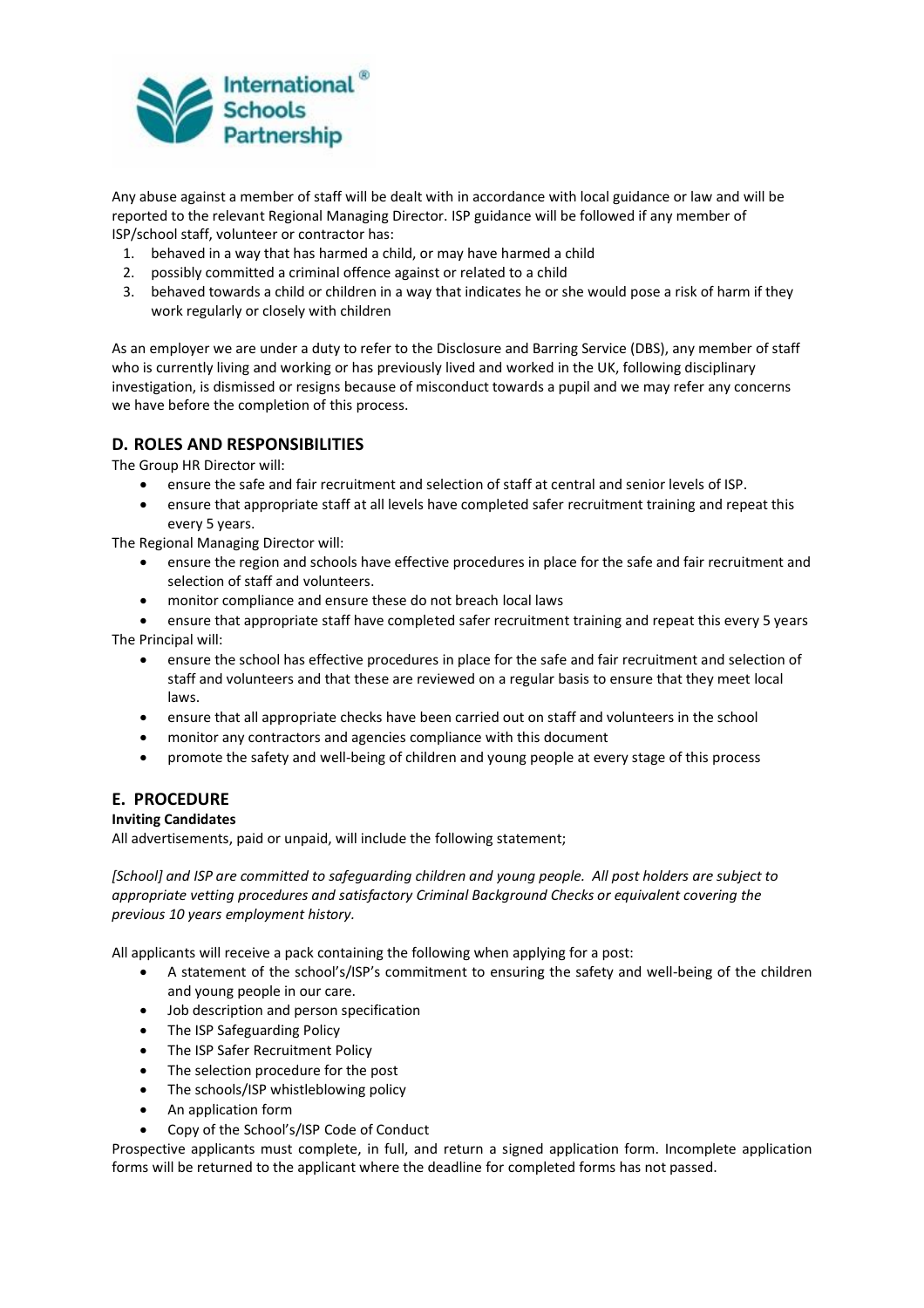Any abuse against a member of staff will be dealt with in accordance with local guidance or law and will be reported to the relevant Regional Managing Director. ISP guidance will be followed if any member of ISP/school staff, volunteer or contractor has:

1. behaved in a way that has harmed a child, or may have harmed a child
2. possibly committed a criminal offence against or related to a child
3. behaved towards a child or children in a way that indicates he or she would pose a risk of harm if they work regularly or closely with children

As an employer we are under a duty to refer to the Disclosure and Barring Service (DBS), any member of staff who is currently living and working or has previously lived and worked in the UK, following disciplinary investigation, is dismissed or resigns because of misconduct towards a pupil and we may refer any concerns we have before the completion of this process.

## D. ROLES AND RESPONSIBILITIES

The Group HR Director will:

- ensure the safe and fair recruitment and selection of staff at central and senior levels of ISP.
- ensure that appropriate staff at all levels have completed safer recruitment training and repeat this every 5 years.

The Regional Managing Director will:

- ensure the region and schools have effective procedures in place for the safe and fair recruitment and selection of staff and volunteers.
- monitor compliance and ensure these do not breach local laws
- ensure that appropriate staff have completed safer recruitment training and repeat this every 5 years

The Principal will:

- ensure the school has effective procedures in place for the safe and fair recruitment and selection of staff and volunteers and that these are reviewed on a regular basis to ensure that they meet local laws.
- ensure that all appropriate checks have been carried out on staff and volunteers in the school
- monitor any contractors and agencies compliance with this document
- promote the safety and well-being of children and young people at every stage of this process

## E. PROCEDURE

**Inviting Candidates**

All advertisements, paid or unpaid, will include the following statement;

*[School] and ISP are committed to safeguarding children and young people. All post holders are subject to appropriate vetting procedures and satisfactory Criminal Background Checks or equivalent covering the previous 10 years employment history.*

All applicants will receive a pack containing the following when applying for a post:

- A statement of the school's/ISP's commitment to ensuring the safety and well-being of the children and young people in our care.
- Job description and person specification
- The ISP Safeguarding Policy
- The ISP Safer Recruitment Policy
- The selection procedure for the post
- The schools/ISP whistleblowing policy
- An application form
- Copy of the School's/ISP Code of Conduct

Prospective applicants must complete, in full, and return a signed application form. Incomplete application forms will be returned to the applicant where the deadline for completed forms has not passed.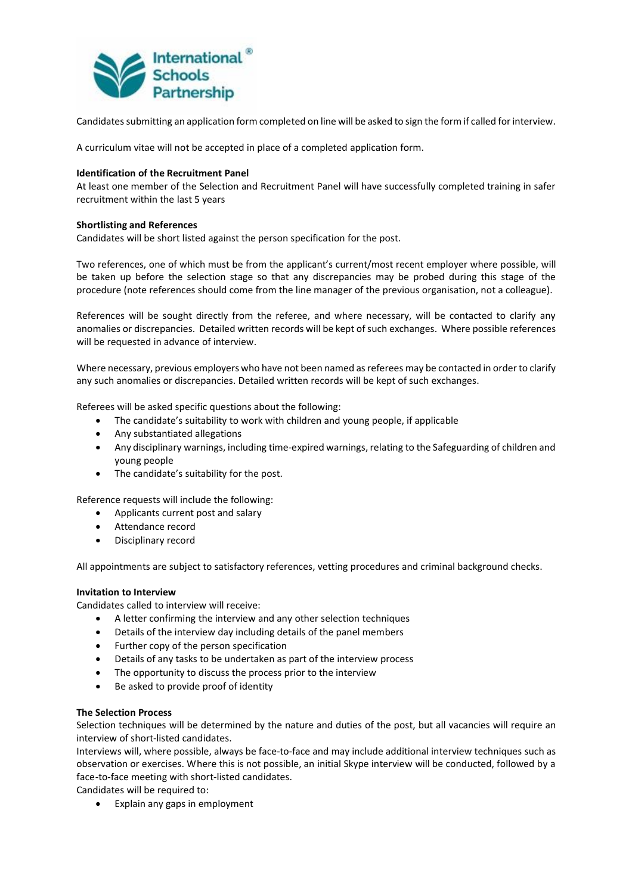Candidates submitting an application form completed on line will be asked to sign the form if called for interview.

A curriculum vitae will not be accepted in place of a completed application form.

**Identification of the Recruitment Panel**
At least one member of the Selection and Recruitment Panel will have successfully completed training in safer recruitment within the last 5 years

**Shortlisting and References**
Candidates will be short listed against the person specification for the post.

Two references, one of which must be from the applicant's current/most recent employer where possible, will be taken up before the selection stage so that any discrepancies may be probed during this stage of the procedure (note references should come from the line manager of the previous organisation, not a colleague).

References will be sought directly from the referee, and where necessary, will be contacted to clarify any anomalies or discrepancies. Detailed written records will be kept of such exchanges. Where possible references will be requested in advance of interview.

Where necessary, previous employers who have not been named as referees may be contacted in order to clarify any such anomalies or discrepancies. Detailed written records will be kept of such exchanges.

Referees will be asked specific questions about the following:

- The candidate's suitability to work with children and young people, if applicable
- Any substantiated allegations
- Any disciplinary warnings, including time-expired warnings, relating to the Safeguarding of children and young people
- The candidate's suitability for the post.

Reference requests will include the following:

- Applicants current post and salary
- Attendance record
- Disciplinary record

All appointments are subject to satisfactory references, vetting procedures and criminal background checks.

**Invitation to Interview**
Candidates called to interview will receive:

- A letter confirming the interview and any other selection techniques
- Details of the interview day including details of the panel members
- Further copy of the person specification
- Details of any tasks to be undertaken as part of the interview process
- The opportunity to discuss the process prior to the interview
- Be asked to provide proof of identity

**The Selection Process**
Selection techniques will be determined by the nature and duties of the post, but all vacancies will require an interview of short-listed candidates.
Interviews will, where possible, always be face-to-face and may include additional interview techniques such as observation or exercises. Where this is not possible, an initial Skype interview will be conducted, followed by a face-to-face meeting with short-listed candidates.
Candidates will be required to:

- Explain any gaps in employment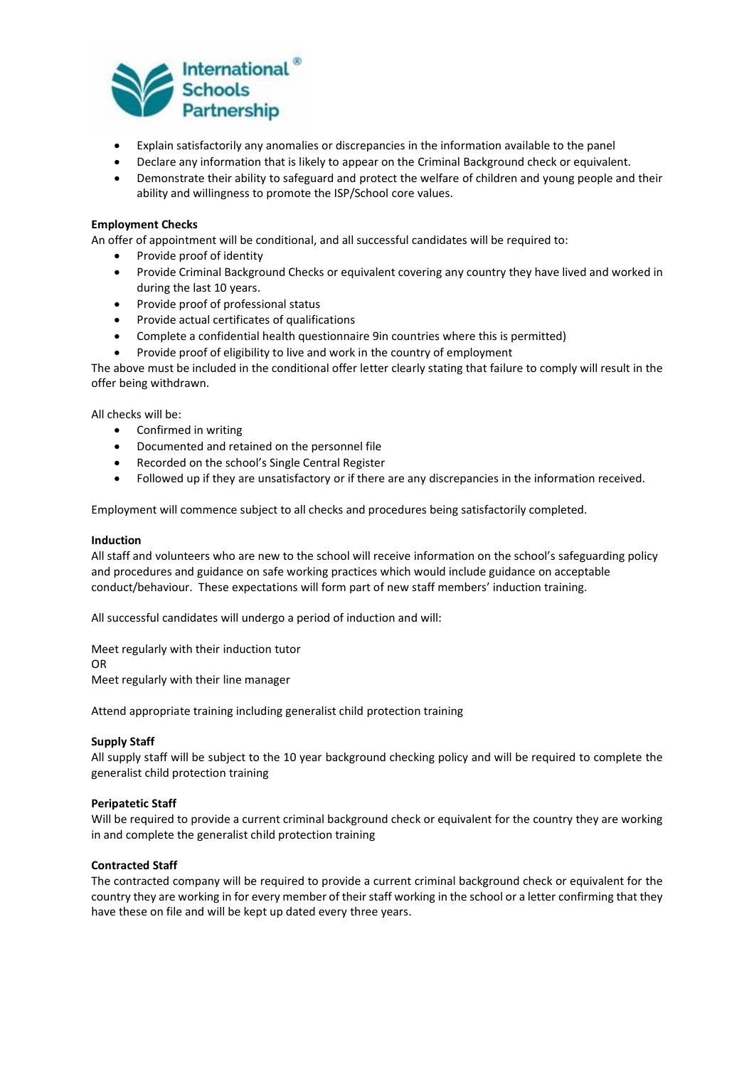- Explain satisfactorily any anomalies or discrepancies in the information available to the panel
- Declare any information that is likely to appear on the Criminal Background check or equivalent.
- Demonstrate their ability to safeguard and protect the welfare of children and young people and their ability and willingness to promote the ISP/School core values.

**Employment Checks**

An offer of appointment will be conditional, and all successful candidates will be required to:

- Provide proof of identity
- Provide Criminal Background Checks or equivalent covering any country they have lived and worked in during the last 10 years.
- Provide proof of professional status
- Provide actual certificates of qualifications
- Complete a confidential health questionnaire 9in countries where this is permitted)
- Provide proof of eligibility to live and work in the country of employment

The above must be included in the conditional offer letter clearly stating that failure to comply will result in the offer being withdrawn.

All checks will be:

- Confirmed in writing
- Documented and retained on the personnel file
- Recorded on the school's Single Central Register
- Followed up if they are unsatisfactory or if there are any discrepancies in the information received.

Employment will commence subject to all checks and procedures being satisfactorily completed.

**Induction**

All staff and volunteers who are new to the school will receive information on the school's safeguarding policy and procedures and guidance on safe working practices which would include guidance on acceptable conduct/behaviour. These expectations will form part of new staff members' induction training.

All successful candidates will undergo a period of induction and will:

Meet regularly with their induction tutor
OR
Meet regularly with their line manager

Attend appropriate training including generalist child protection training

**Supply Staff**

All supply staff will be subject to the 10 year background checking policy and will be required to complete the generalist child protection training

**Peripatetic Staff**

Will be required to provide a current criminal background check or equivalent for the country they are working in and complete the generalist child protection training

**Contracted Staff**

The contracted company will be required to provide a current criminal background check or equivalent for the country they are working in for every member of their staff working in the school or a letter confirming that they have these on file and will be kept up dated every three years.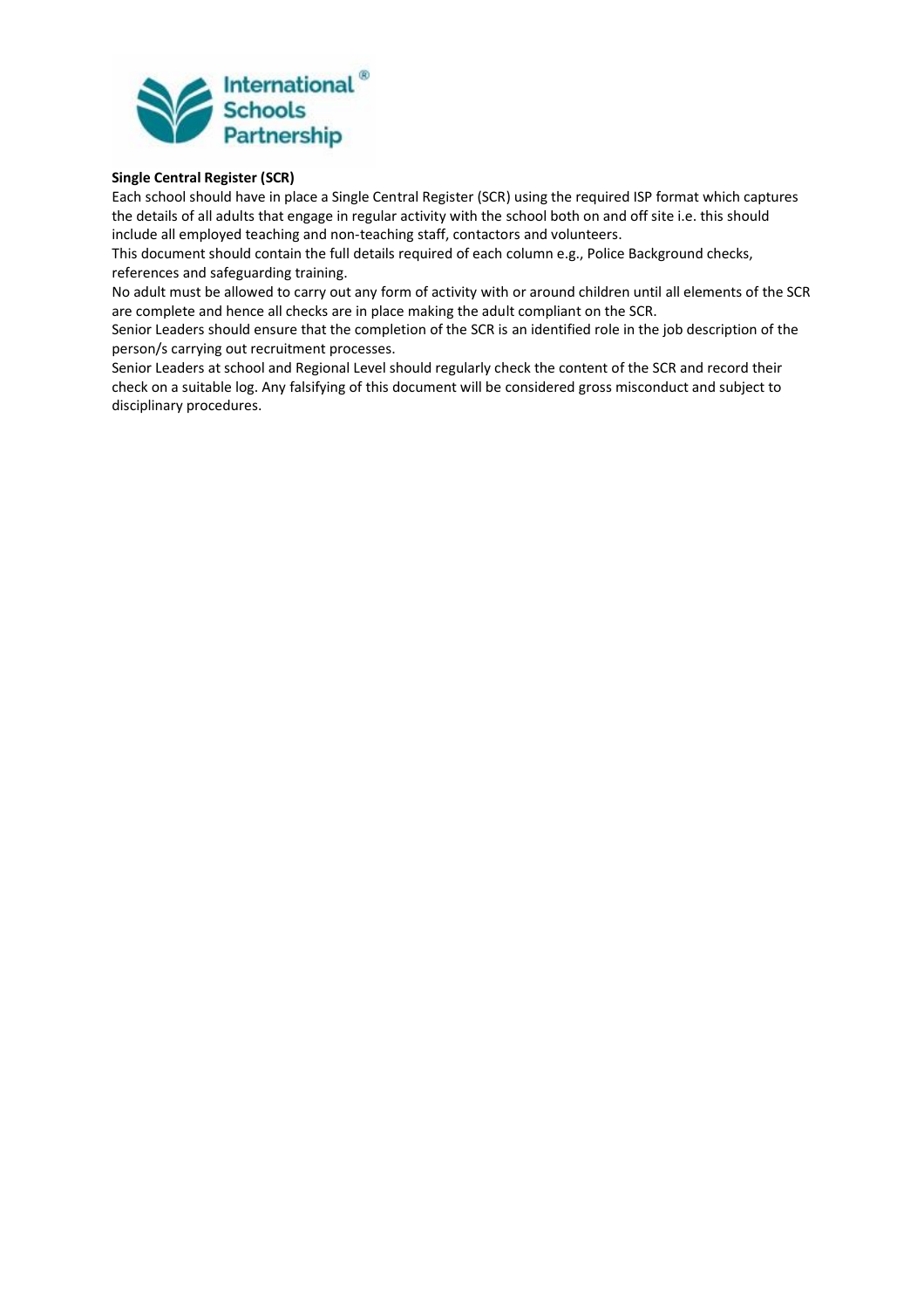**Single Central Register (SCR)**

Each school should have in place a Single Central Register (SCR) using the required ISP format which captures the details of all adults that engage in regular activity with the school both on and off site i.e. this should include all employed teaching and non-teaching staff, contactors and volunteers.

This document should contain the full details required of each column e.g., Police Background checks, references and safeguarding training.

No adult must be allowed to carry out any form of activity with or around children until all elements of the SCR are complete and hence all checks are in place making the adult compliant on the SCR.

Senior Leaders should ensure that the completion of the SCR is an identified role in the job description of the person/s carrying out recruitment processes.

Senior Leaders at school and Regional Level should regularly check the content of the SCR and record their check on a suitable log. Any falsifying of this document will be considered gross misconduct and subject to disciplinary procedures.